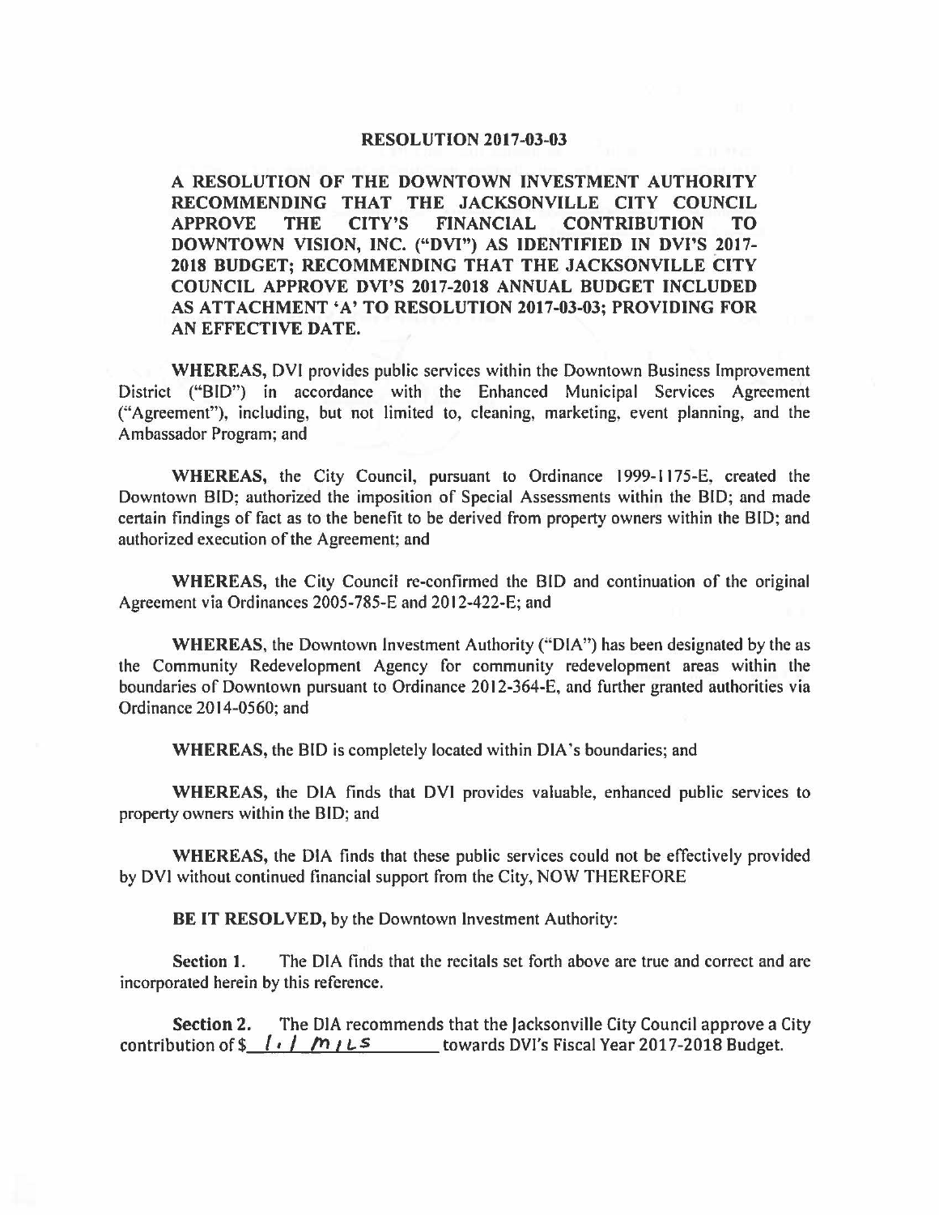# RESOLUTION 2017-03-03

**A RESOLUTION OF THE DOWNTOWN INVESTMENT AUTHORITY RECOMMENDING THAT THE JACKSONVILLE CITY COUNCIL APPROVE THE CITY'S FINANCIAL CONTRIBUTION TO DOWNTOWN VISION, INC. ("DVI") AS IDENTIFIED IN DVI'S 2017-2018 BUDGET; RECOMMENDING THAT THE JACKSONVILLE CITY COUNCIL APPROVE DVI'S 2017-2018 ANNUAL BUDGET INCLUDED AS ATTACHMENT 'A' TO RESOLUTION 2017-03-03; PROVIDING FOR AN EFFECTIVE DATE.**

**WHEREAS,** DVI provides public services within the Downtown Business Improvement District ("BID") in accordance with the Enhanced Municipal Services Agreement ("Agreement"), including, but not limited to, cleaning, marketing, event planning, and the Ambassador Program; and

**WHEREAS,** the City Council, pursuant to Ordinance 1999-1175-E, created the Downtown BID; authorized the imposition of Special Assessments within the BID; and made certain findings of fact as to the benefit to be derived from property owners within the BID; and authorized execution of the Agreement; and

**WHEREAS,** the City Council re-confirmed the BID and continuation of the original Agreement via Ordinances 2005-785-E and 2012-422-E; and

**WHEREAS,** the Downtown Investment Authority ("DIA") has been designated by the as the Community Redevelopment Agency for community redevelopment areas within the boundaries of Downtown pursuant to Ordinance 2012-364-E, and further granted authorities via Ordinance 2014-0560; and

**WHEREAS,** the BID is completely located within DIA's boundaries; and

**WHEREAS,** the DIA finds that DVI provides valuable, enhanced public services to property owners within the BID; and

**WHEREAS,** the DIA finds that these public services could not be effectively provided by DVI without continued financial support from the City, NOW THEREFORE

**BE IT RESOLVED,** by the Downtown Investment Authority:

**Section 1.** The DIA finds that the recitals set forth above are true and correct and are incorporated herein by this reference.

**Section 2.** The DIA recommends that the Jacksonville City Council approve a City contribution of $ 1.1 mils towards DVI's Fiscal Year 2017-2018 Budget.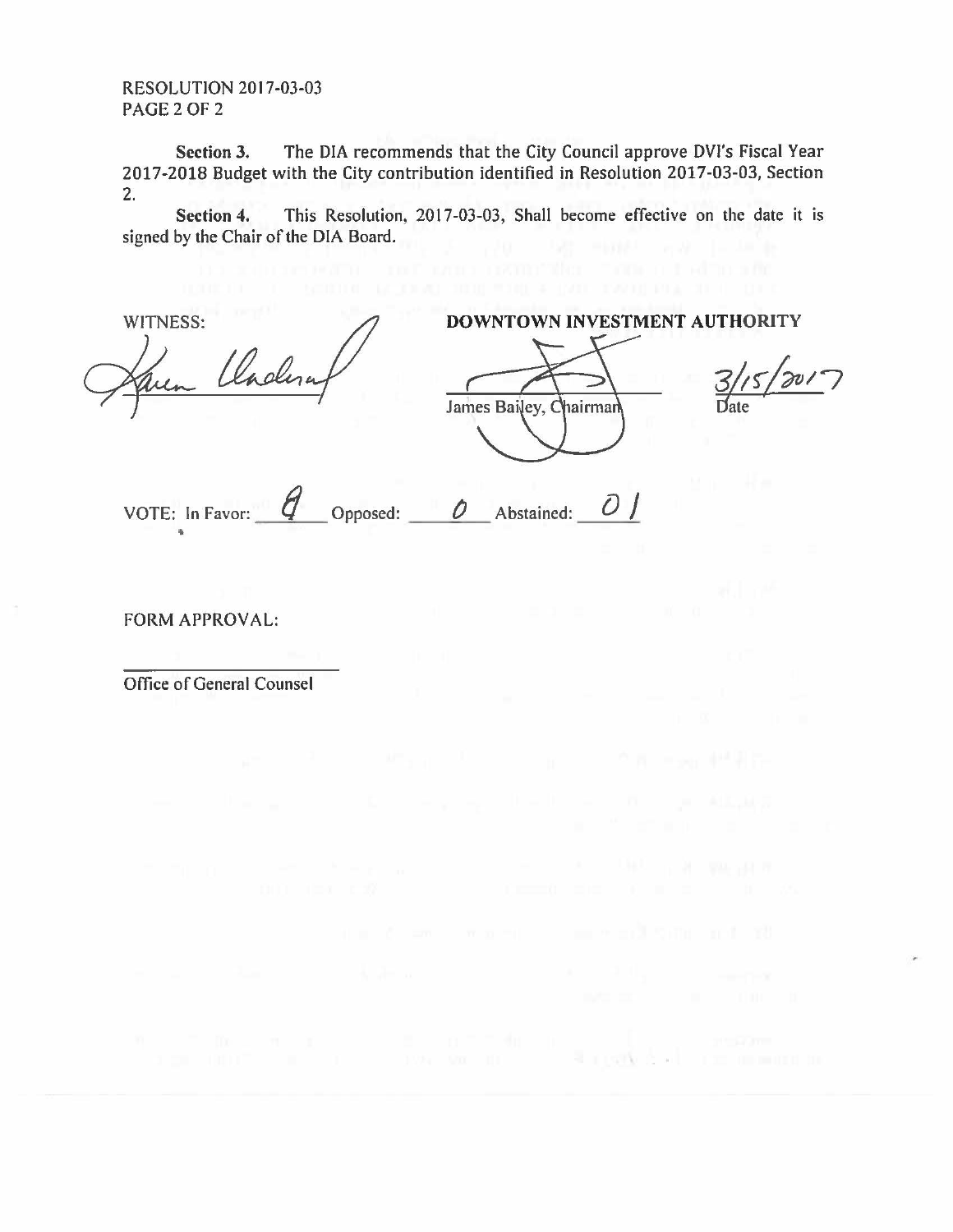RESOLUTION 2017-03-03

**Section 3.** The DIA recommends that the City Council approve DVI's Fiscal Year 2017-2018 Budget with the City contribution identified in Resolution 2017-03-03, Section 2.

**Section 4.** This Resolution, 2017-03-03, Shall become effective on the date it is signed by the Chair of the DIA Board.

WITNESS:

**DOWNTOWN INVESTMENT AUTHORITY**

James Bailey, Chairman

3/15/2017
Date

VOTE: In Favor: 8 Opposed: 0 Abstained: 01

FORM APPROVAL:

\_\_\_\_\_\_\_\_\_\_\_\_\_\_\_\_\_\_\_\_\_\_
Office of General Counsel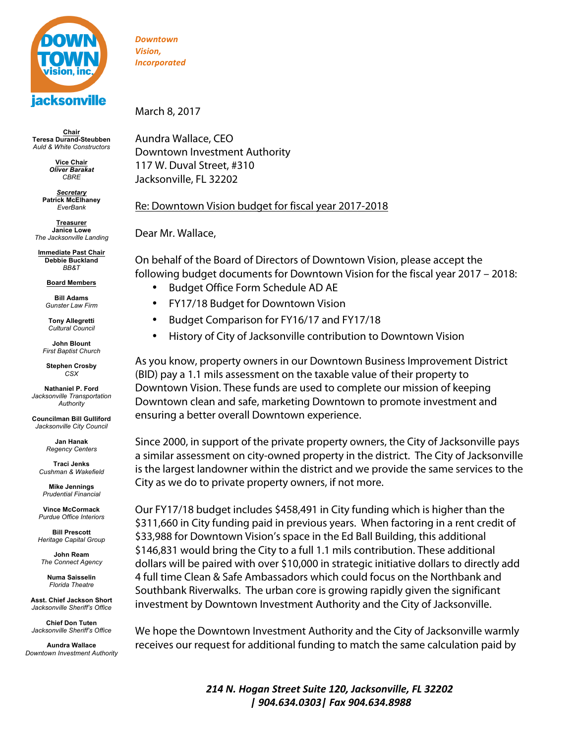DOWN TOWN vision, inc. jacksonville

*Downtown Vision, Incorporated*

**Chair**
**Teresa Durand-Steubben**
*Auld & White Constructors*

**Vice Chair**
***Oliver Barakat***
*CBRE*

***Secretary***
**Patrick McElhaney**
*EverBank*

**Treasurer**
**Janice Lowe**
*The Jacksonville Landing*

**Immediate Past Chair**
**Debbie Buckland**
*BB&T*

**Board Members**

**Bill Adams**
*Gunster Law Firm*

**Tony Allegretti**
*Cultural Council*

**John Blount**
*First Baptist Church*

**Stephen Crosby**
*CSX*

**Nathaniel P. Ford**
*Jacksonville Transportation Authority*

**Councilman Bill Gulliford**
*Jacksonville City Council*

**Jan Hanak**
*Regency Centers*

**Traci Jenks**
*Cushman & Wakefield*

**Mike Jennings**
*Prudential Financial*

**Vince McCormack**
*Purdue Office Interiors*

**Bill Prescott**
*Heritage Capital Group*

**John Ream**
*The Connect Agency*

**Numa Saisselin**
*Florida Theatre*

**Asst. Chief Jackson Short**
*Jacksonville Sheriff's Office*

**Chief Don Tuten**
*Jacksonville Sheriff's Office*

**Aundra Wallace**
*Downtown Investment Authority*

---

March 8, 2017

Aundra Wallace, CEO
Downtown Investment Authority
117 W. Duval Street, #310
Jacksonville, FL 32202

Re: Downtown Vision budget for fiscal year 2017-2018

Dear Mr. Wallace,

On behalf of the Board of Directors of Downtown Vision, please accept the following budget documents for Downtown Vision for the fiscal year 2017 – 2018:

- Budget Office Form Schedule AD AE
- FY17/18 Budget for Downtown Vision
- Budget Comparison for FY16/17 and FY17/18
- History of City of Jacksonville contribution to Downtown Vision

As you know, property owners in our Downtown Business Improvement District (BID) pay a 1.1 mils assessment on the taxable value of their property to Downtown Vision. These funds are used to complete our mission of keeping Downtown clean and safe, marketing Downtown to promote investment and ensuring a better overall Downtown experience.

Since 2000, in support of the private property owners, the City of Jacksonville pays a similar assessment on city-owned property in the district. The City of Jacksonville is the largest landowner within the district and we provide the same services to the City as we do to private property owners, if not more.

Our FY17/18 budget includes $458,491 in City funding which is higher than the $311,660 in City funding paid in previous years. When factoring in a rent credit of $33,988 for Downtown Vision's space in the Ed Ball Building, this additional $146,831 would bring the City to a full 1.1 mils contribution. These additional dollars will be paired with over $10,000 in strategic initiative dollars to directly add 4 full time Clean & Safe Ambassadors which could focus on the Northbank and Southbank Riverwalks. The urban core is growing rapidly given the significant investment by Downtown Investment Authority and the City of Jacksonville.

We hope the Downtown Investment Authority and the City of Jacksonville warmly receives our request for additional funding to match the same calculation paid by

***214 N. Hogan Street Suite 120, Jacksonville, FL 32202 | 904.634.0303| Fax 904.634.8988***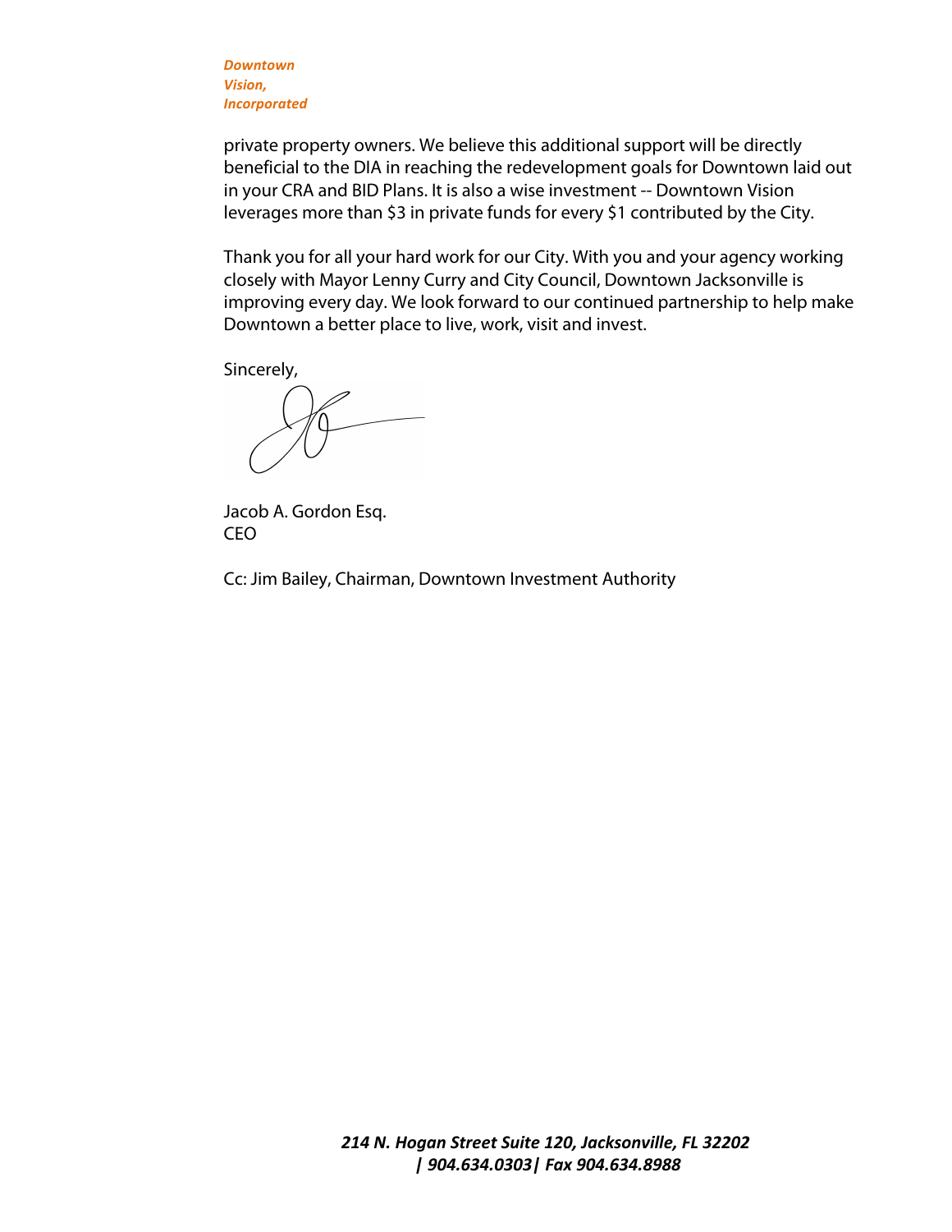private property owners. We believe this additional support will be directly beneficial to the DIA in reaching the redevelopment goals for Downtown laid out in your CRA and BID Plans. It is also a wise investment -- Downtown Vision leverages more than $3 in private funds for every $1 contributed by the City.

Thank you for all your hard work for our City. With you and your agency working closely with Mayor Lenny Curry and City Council, Downtown Jacksonville is improving every day. We look forward to our continued partnership to help make Downtown a better place to live, work, visit and invest.

Sincerely,

Jacob A. Gordon Esq.
CEO

Cc: Jim Bailey, Chairman, Downtown Investment Authority

***214 N. Hogan Street Suite 120, Jacksonville, FL 32202 | 904.634.0303| Fax 904.634.8988***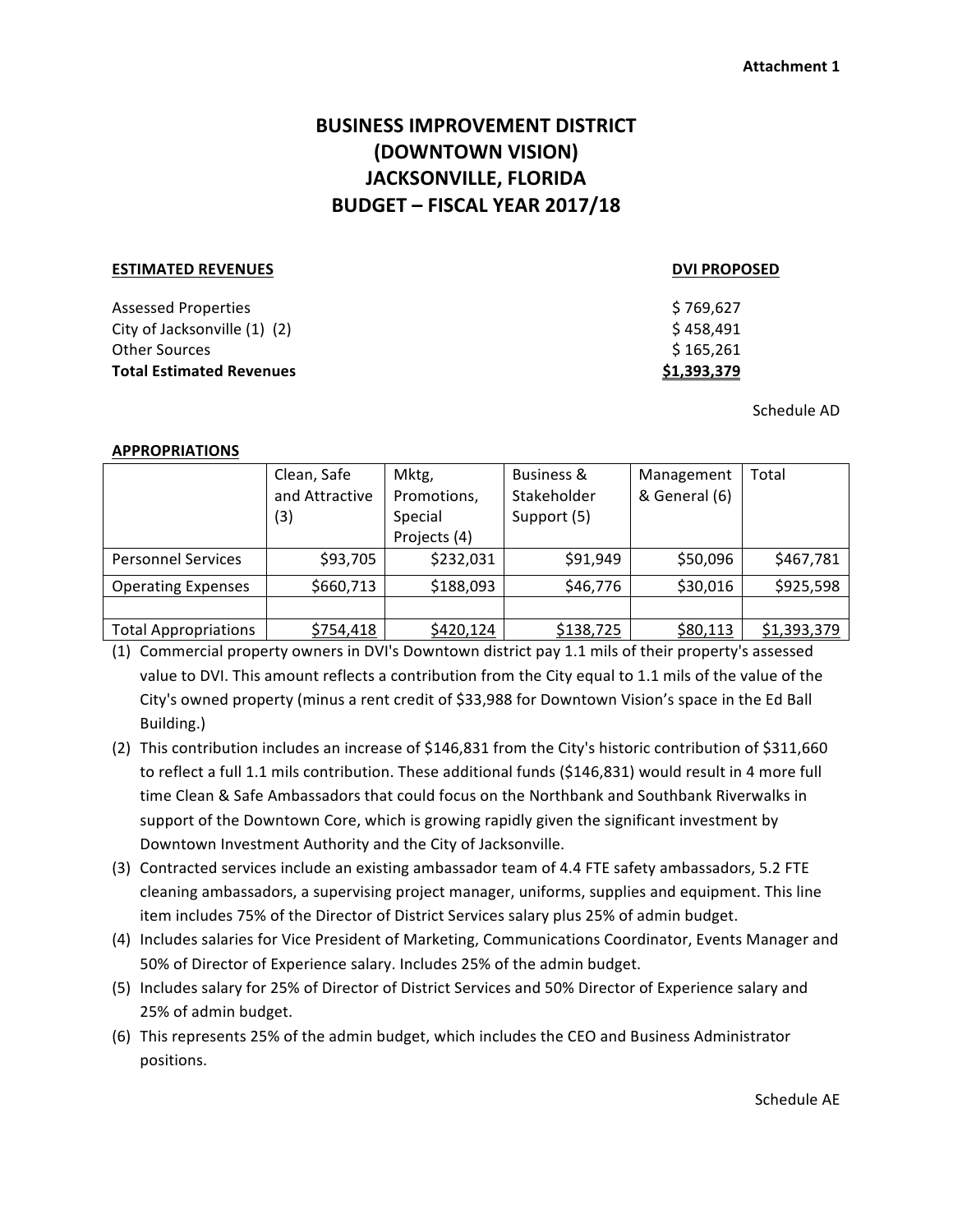Attachment 1

# BUSINESS IMPROVEMENT DISTRICT (DOWNTOWN VISION) JACKSONVILLE, FLORIDA BUDGET – FISCAL YEAR 2017/18

| **ESTIMATED REVENUES** | **DVI PROPOSED** |
|---|---|
| Assessed Properties | $ 769,627 |
| City of Jacksonville (1) (2) | $ 458,491 |
| Other Sources | $ 165,261 |
| **Total Estimated Revenues** | **$1,393,379** |

Schedule AD

**APPROPRIATIONS**

| | Clean, Safe and Attractive (3) | Mktg, Promotions, Special Projects (4) | Business & Stakeholder Support (5) | Management & General (6) | Total |
|---|---|---|---|---|---|
| Personnel Services | $93,705 | $232,031 | $91,949 | $50,096 | $467,781 |
| Operating Expenses | $660,713 | $188,093 | $46,776 | $30,016 | $925,598 |
| | | | | | |
| Total Appropriations | $754,418 | $420,124 | $138,725 | $80,113 | $1,393,379 |

(1) Commercial property owners in DVI's Downtown district pay 1.1 mils of their property's assessed value to DVI. This amount reflects a contribution from the City equal to 1.1 mils of the value of the City's owned property (minus a rent credit of $33,988 for Downtown Vision's space in the Ed Ball Building.)

(2) This contribution includes an increase of $146,831 from the City's historic contribution of $311,660 to reflect a full 1.1 mils contribution. These additional funds ($146,831) would result in 4 more full time Clean & Safe Ambassadors that could focus on the Northbank and Southbank Riverwalks in support of the Downtown Core, which is growing rapidly given the significant investment by Downtown Investment Authority and the City of Jacksonville.

(3) Contracted services include an existing ambassador team of 4.4 FTE safety ambassadors, 5.2 FTE cleaning ambassadors, a supervising project manager, uniforms, supplies and equipment. This line item includes 75% of the Director of District Services salary plus 25% of admin budget.

(4) Includes salaries for Vice President of Marketing, Communications Coordinator, Events Manager and 50% of Director of Experience salary. Includes 25% of the admin budget.

(5) Includes salary for 25% of Director of District Services and 50% Director of Experience salary and 25% of admin budget.

(6) This represents 25% of the admin budget, which includes the CEO and Business Administrator positions.

Schedule AE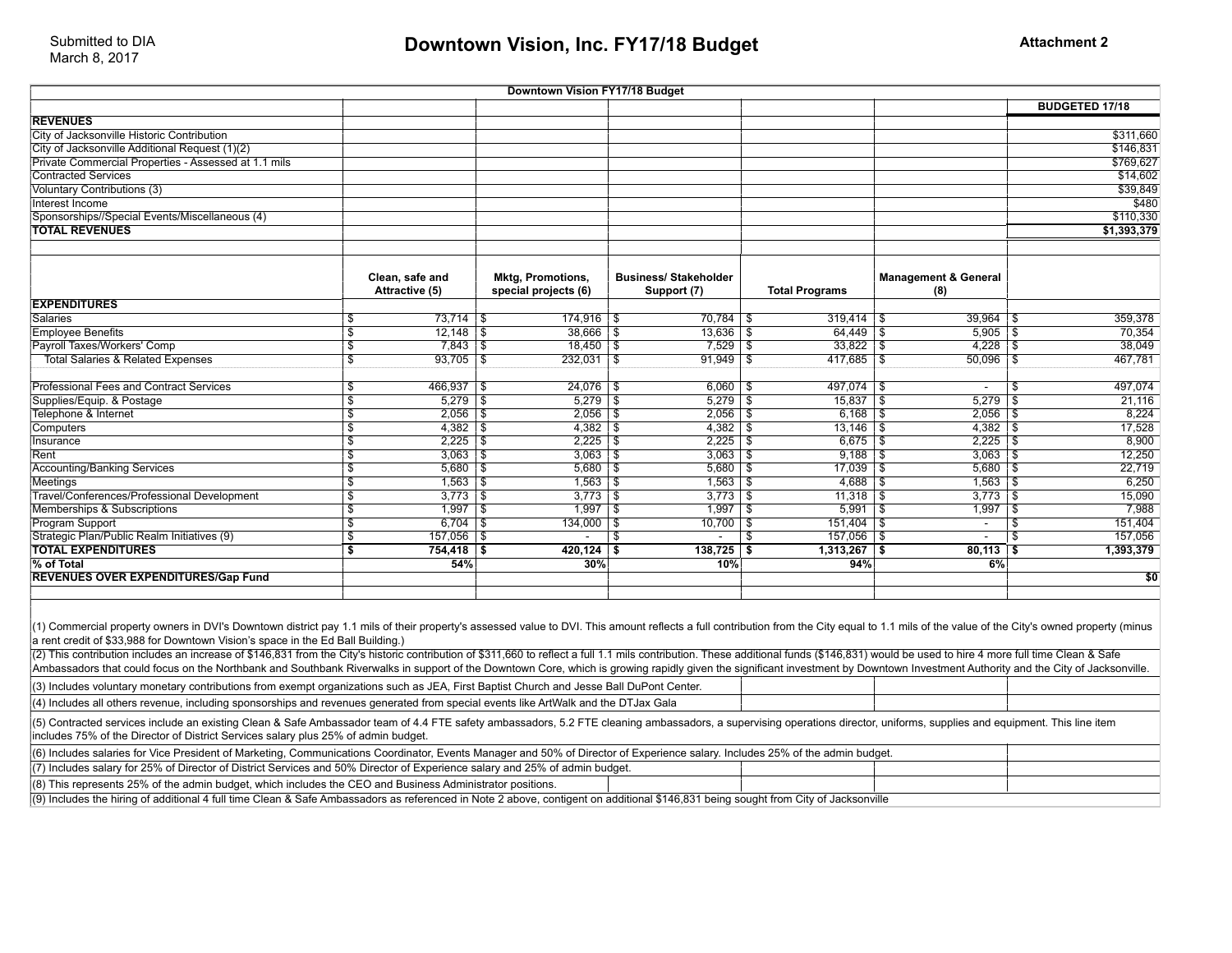Submitted to DIA
March 8, 2017

# Downtown Vision, Inc. FY17/18 Budget

**Attachment 2**

**Downtown Vision FY17/18 Budget**

| | | | | | | BUDGETED 17/18 |
|---|---|---|---|---|---|---|
| **REVENUES** | | | | | | |
| City of Jacksonville Historic Contribution | | | | | | $311,660 |
| City of Jacksonville Additional Request (1)(2) | | | | | | $146,831 |
| Private Commercial Properties - Assessed at 1.1 mils | | | | | | $769,627 |
| Contracted Services | | | | | | $14,602 |
| Voluntary Contributions (3) | | | | | | $39,849 |
| Interest Income | | | | | | $480 |
| Sponsorships//Special Events/Miscellaneous (4) | | | | | | $110,330 |
| **TOTAL REVENUES** | | | | | | **$1,393,379** |
| | **Clean, safe and Attractive (5)** | **Mktg, Promotions, special projects (6)** | **Business/ Stakeholder Support (7)** | **Total Programs** | **Management & General (8)** | |
| **EXPENDITURES** | | | | | | |
| Salaries | $ 73,714 | $ 174,916 | $ 70,784 | $ 319,414 | $ 39,964 | $ 359,378 |
| Employee Benefits | $ 12,148 | $ 38,666 | $ 13,636 | $ 64,449 | $ 5,905 | $ 70,354 |
| Payroll Taxes/Workers' Comp | $ 7,843 | $ 18,450 | $ 7,529 | $ 33,822 | $ 4,228 | $ 38,049 |
| Total Salaries & Related Expenses | $ 93,705 | $ 232,031 | $ 91,949 | $ 417,685 | $ 50,096 | $ 467,781 |
| Professional Fees and Contract Services | $ 466,937 | $ 24,076 | $ 6,060 | $ 497,074 | $ - | $ 497,074 |
| Supplies/Equip. & Postage | $ 5,279 | $ 5,279 | $ 5,279 | $ 15,837 | $ 5,279 | $ 21,116 |
| Telephone & Internet | $ 2,056 | $ 2,056 | $ 2,056 | $ 6,168 | $ 2,056 | $ 8,224 |
| Computers | $ 4,382 | $ 4,382 | $ 4,382 | $ 13,146 | $ 4,382 | $ 17,528 |
| Insurance | $ 2,225 | $ 2,225 | $ 2,225 | $ 6,675 | $ 2,225 | $ 8,900 |
| Rent | $ 3,063 | $ 3,063 | $ 3,063 | $ 9,188 | $ 3,063 | $ 12,250 |
| Accounting/Banking Services | $ 5,680 | $ 5,680 | $ 5,680 | $ 17,039 | $ 5,680 | $ 22,719 |
| Meetings | $ 1,563 | $ 1,563 | $ 1,563 | $ 4,688 | $ 1,563 | $ 6,250 |
| Travel/Conferences/Professional Development | $ 3,773 | $ 3,773 | $ 3,773 | $ 11,318 | $ 3,773 | $ 15,090 |
| Memberships & Subscriptions | $ 1,997 | $ 1,997 | $ 1,997 | $ 5,991 | $ 1,997 | $ 7,988 |
| Program Support | $ 6,704 | $ 134,000 | $ 10,700 | $ 151,404 | $ - | $ 151,404 |
| Strategic Plan/Public Realm Initiatives (9) | $ 157,056 | $ - | $ - | $ 157,056 | $ - | $ 157,056 |
| **TOTAL EXPENDITURES** | **$ 754,418** | **$ 420,124** | **$ 138,725** | **$ 1,313,267** | **$ 80,113** | **$ 1,393,379** |
| **% of Total** | **54%** | **30%** | **10%** | **94%** | **6%** | |
| **REVENUES OVER EXPENDITURES/Gap Fund** | | | | | | **$0** |

(1) Commercial property owners in DVI's Downtown district pay 1.1 mils of their property's assessed value to DVI. This amount reflects a full contribution from the City equal to 1.1 mils of the value of the City's owned property (minus a rent credit of $33,988 for Downtown Vision's space in the Ed Ball Building.)

(2) This contribution includes an increase of $146,831 from the City's historic contribution of $311,660 to reflect a full 1.1 mils contribution. These additional funds ($146,831) would be used to hire 4 more full time Clean & Safe Ambassadors that could focus on the Northbank and Southbank Riverwalks in support of the Downtown Core, which is growing rapidly given the significant investment by Downtown Investment Authority and the City of Jacksonville.

(3) Includes voluntary monetary contributions from exempt organizations such as JEA, First Baptist Church and Jesse Ball DuPont Center.

(4) Includes all others revenue, including sponsorships and revenues generated from special events like ArtWalk and the DTJax Gala

(5) Contracted services include an existing Clean & Safe Ambassador team of 4.4 FTE safety ambassadors, 5.2 FTE cleaning ambassadors, a supervising operations director, uniforms, supplies and equipment. This line item includes 75% of the Director of District Services salary plus 25% of admin budget.

(6) Includes salaries for Vice President of Marketing, Communications Coordinator, Events Manager and 50% of Director of Experience salary. Includes 25% of the admin budget.

(7) Includes salary for 25% of Director of District Services and 50% Director of Experience salary and 25% of admin budget.

(8) This represents 25% of the admin budget, which includes the CEO and Business Administrator positions.

(9) Includes the hiring of additional 4 full time Clean & Safe Ambassadors as referenced in Note 2 above, contigent on additional $146,831 being sought from City of Jacksonville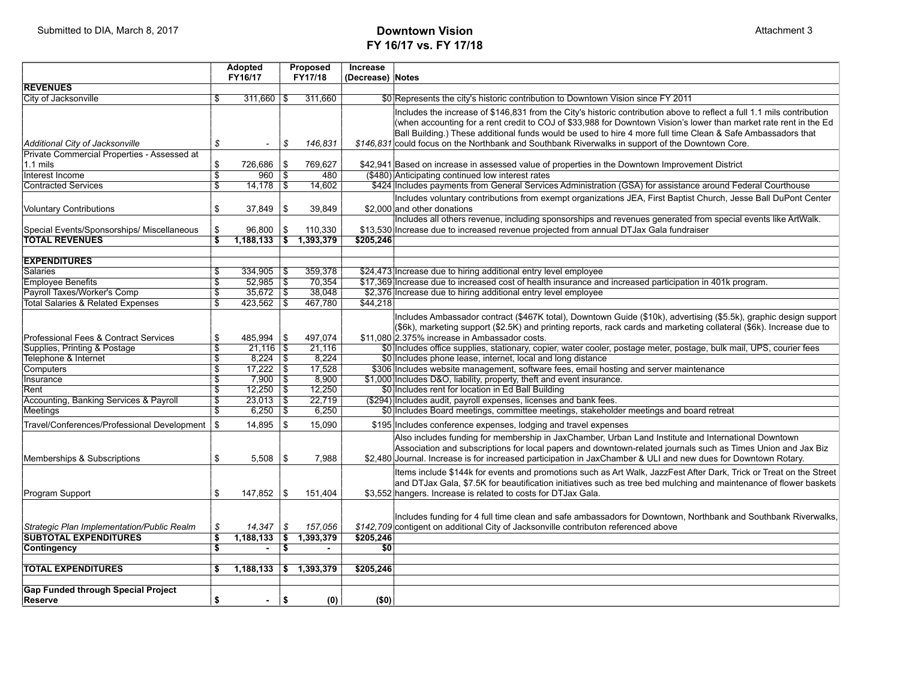Submitted to DIA, March 8, 2017

Attachment 3

# Downtown Vision
## FY 16/17 vs. FY 17/18

| | Adopted FY16/17 | Proposed FY17/18 | Increase (Decrease) | Notes |
|---|---|---|---|---|
| **REVENUES** | | | | |
| City of Jacksonville | $ 311,660 | $ 311,660 | $0 | Represents the city's historic contribution to Downtown Vision since FY 2011 |
| *Additional City of Jacksonville* | *$ -* | *$ 146,831* | *$146,831* | Includes the increase of $146,831 from the City's historic contribution above to reflect a full 1.1 mils contribution (when accounting for a rent credit to COJ of $33,988 for Downtown Vision's lower than market rate rent in the Ed Ball Building.) These additional funds would be used to hire 4 more full time Clean & Safe Ambassadors that could focus on the Northbank and Southbank Riverwalks in support of the Downtown Core. |
| Private Commercial Properties - Assessed at 1.1 mils | $ 726,686 | $ 769,627 | $42,941 | Based on increase in assessed value of properties in the Downtown Improvement District |
| Interest Income | $ 960 | $ 480 | ($480) | Anticipating continued low interest rates |
| Contracted Services | $ 14,178 | $ 14,602 | $424 | Includes payments from General Services Administration (GSA) for assistance around Federal Courthouse |
| Voluntary Contributions | $ 37,849 | $ 39,849 | $2,000 | Includes voluntary contributions from exempt organizations JEA, First Baptist Church, Jesse Ball DuPont Center and other donations |
| Special Events/Sponsorships/ Miscellaneous | $ 96,800 | $ 110,330 | $13,530 | Includes all others revenue, including sponsorships and revenues generated from special events like ArtWalk. Increase due to increased revenue projected from annual DTJax Gala fundraiser |
| **TOTAL REVENUES** | **$ 1,188,133** | **$ 1,393,379** | **$205,246** | |
| | | | | |
| **EXPENDITURES** | | | | |
| Salaries | $ 334,905 | $ 359,378 | $24,473 | Increase due to hiring additional entry level employee |
| Employee Benefits | $ 52,985 | $ 70,354 | $17,369 | Increase due to increased cost of health insurance and increased participation in 401k program. |
| Payroll Taxes/Worker's Comp | $ 35,672 | $ 38,048 | $2,376 | Increase due to hiring additional entry level employee |
| Total Salaries & Related Expenses | $ 423,562 | $ 467,780 | $44,218 | |
| Professional Fees & Contract Services | $ 485,994 | $ 497,074 | $11,080 | Includes Ambassador contract ($467K total), Downtown Guide ($10k), advertising ($5.5k), graphic design support ($6k), marketing support ($2.5K) and printing reports, rack cards and marketing collateral ($6k). Increase due to 2.375% increase in Ambassador costs. |
| Supplies, Printing & Postage | $ 21,116 | $ 21,116 | $0 | Includes office supplies, stationary, copier, water cooler, postage meter, postage, bulk mail, UPS, courier fees |
| Telephone & Internet | $ 8,224 | $ 8,224 | $0 | Includes phone lease, internet, local and long distance |
| Computers | $ 17,222 | $ 17,528 | $306 | Includes website management, software fees, email hosting and server maintenance |
| Insurance | $ 7,900 | $ 8,900 | $1,000 | Includes D&O, liability, property, theft and event insurance. |
| Rent | $ 12,250 | $ 12,250 | $0 | Includes rent for location in Ed Ball Building |
| Accounting, Banking Services & Payroll | $ 23,013 | $ 22,719 | ($294) | Includes audit, payroll expenses, licenses and bank fees. |
| Meetings | $ 6,250 | $ 6,250 | $0 | Includes Board meetings, committee meetings, stakeholder meetings and board retreat |
| Travel/Conferences/Professional Development | $ 14,895 | $ 15,090 | $195 | Includes conference expenses, lodging and travel expenses |
| Memberships & Subscriptions | $ 5,508 | $ 7,988 | $2,480 | Also includes funding for membership in JaxChamber, Urban Land Institute and International Downtown Association and subscriptions for local papers and downtown-related journals such as Times Union and Jax Biz Journal. Increase is for increased participation in JaxChamber & ULI and new dues for Downtown Rotary. |
| Program Support | $ 147,852 | $ 151,404 | $3,552 | Items include $144k for events and promotions such as Art Walk, JazzFest After Dark, Trick or Treat on the Street and DTJax Gala, $7.5K for beautification initiatives such as tree bed mulching and maintenance of flower baskets hangers. Increase is related to costs for DTJax Gala. |
| *Strategic Plan Implementation/Public Realm* | *$ 14,347* | *$ 157,056* | *$142,709* | Includes funding for 4 full time clean and safe ambassadors for Downtown, Northbank and Southbank Riverwalks, contigent on additional City of Jacksonville contributon referenced above |
| **SUBTOTAL EXPENDITURES** | **$ 1,188,133** | **$ 1,393,379** | **$205,246** | |
| **Contingency** | **$ -** | **$ -** | **$0** | |
| | | | | |
| **TOTAL EXPENDITURES** | **$ 1,188,133** | **$ 1,393,379** | **$205,246** | |
| | | | | |
| **Gap Funded through Special Project Reserve** | **$ -** | **$ (0)** | **($0)** | |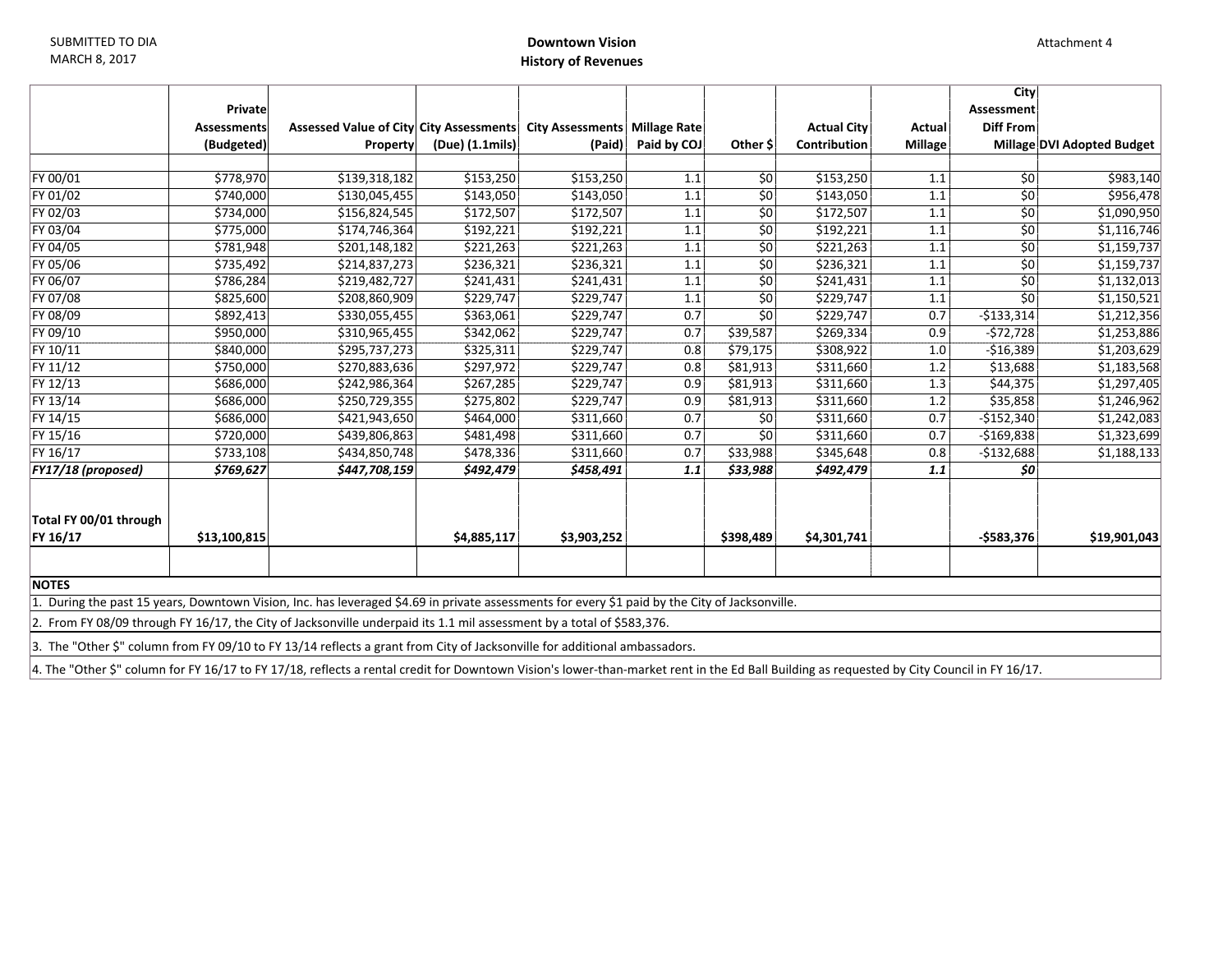SUBMITTED TO DIA
MARCH 8, 2017

Attachment 4

# Downtown Vision
## History of Revenues

| | Private Assessments (Budgeted) | Assessed Value of City Property | City Assessments (Due) (1.1mils) | City Assessments (Paid) | Millage Rate Paid by COJ | Other $ | Actual City Contribution | Actual Millage | City Assessment Diff From Millage | DVI Adopted Budget |
|---|---|---|---|---|---|---|---|---|---|---|
| FY 00/01 | $778,970 | $139,318,182 | $153,250 | $153,250 | 1.1 | $0 | $153,250 | 1.1 | $0 | $983,140 |
| FY 01/02 | $740,000 | $130,045,455 | $143,050 | $143,050 | 1.1 | $0 | $143,050 | 1.1 | $0 | $956,478 |
| FY 02/03 | $734,000 | $156,824,545 | $172,507 | $172,507 | 1.1 | $0 | $172,507 | 1.1 | $0 | $1,090,950 |
| FY 03/04 | $775,000 | $174,746,364 | $192,221 | $192,221 | 1.1 | $0 | $192,221 | 1.1 | $0 | $1,116,746 |
| FY 04/05 | $781,948 | $201,148,182 | $221,263 | $221,263 | 1.1 | $0 | $221,263 | 1.1 | $0 | $1,159,737 |
| FY 05/06 | $735,492 | $214,837,273 | $236,321 | $236,321 | 1.1 | $0 | $236,321 | 1.1 | $0 | $1,159,737 |
| FY 06/07 | $786,284 | $219,482,727 | $241,431 | $241,431 | 1.1 | $0 | $241,431 | 1.1 | $0 | $1,132,013 |
| FY 07/08 | $825,600 | $208,860,909 | $229,747 | $229,747 | 1.1 | $0 | $229,747 | 1.1 | $0 | $1,150,521 |
| FY 08/09 | $892,413 | $330,055,455 | $363,061 | $229,747 | 0.7 | $0 | $229,747 | 0.7 | -$133,314 | $1,212,356 |
| FY 09/10 | $950,000 | $310,965,455 | $342,062 | $229,747 | 0.7 | $39,587 | $269,334 | 0.9 | -$72,728 | $1,253,886 |
| FY 10/11 | $840,000 | $295,737,273 | $325,311 | $229,747 | 0.8 | $79,175 | $308,922 | 1.0 | -$16,389 | $1,203,629 |
| FY 11/12 | $750,000 | $270,883,636 | $297,972 | $229,747 | 0.8 | $81,913 | $311,660 | 1.2 | $13,688 | $1,183,568 |
| FY 12/13 | $686,000 | $242,986,364 | $267,285 | $229,747 | 0.9 | $81,913 | $311,660 | 1.3 | $44,375 | $1,297,405 |
| FY 13/14 | $686,000 | $250,729,355 | $275,802 | $229,747 | 0.9 | $81,913 | $311,660 | 1.2 | $35,858 | $1,246,962 |
| FY 14/15 | $686,000 | $421,943,650 | $464,000 | $311,660 | 0.7 | $0 | $311,660 | 0.7 | -$152,340 | $1,242,083 |
| FY 15/16 | $720,000 | $439,806,863 | $481,498 | $311,660 | 0.7 | $0 | $311,660 | 0.7 | -$169,838 | $1,323,699 |
| FY 16/17 | $733,108 | $434,850,748 | $478,336 | $311,660 | 0.7 | $33,988 | $345,648 | 0.8 | -$132,688 | $1,188,133 |
| ***FY17/18 (proposed)*** | ***$769,627*** | ***$447,708,159*** | ***$492,479*** | ***$458,491*** | ***1.1*** | ***$33,988*** | ***$492,479*** | ***1.1*** | ***$0*** | |
| **Total FY 00/01 through FY 16/17** | **$13,100,815** | | **$4,885,117** | **$3,903,252** | | **$398,489** | **$4,301,741** | | **-$583,376** | **$19,901,043** |

**NOTES**

1. During the past 15 years, Downtown Vision, Inc. has leveraged $4.69 in private assessments for every $1 paid by the City of Jacksonville.
2. From FY 08/09 through FY 16/17, the City of Jacksonville underpaid its 1.1 mil assessment by a total of $583,376.
3. The "Other $" column from FY 09/10 to FY 13/14 reflects a grant from City of Jacksonville for additional ambassadors.
4. The "Other $" column for FY 16/17 to FY 17/18, reflects a rental credit for Downtown Vision's lower-than-market rent in the Ed Ball Building as requested by City Council in FY 16/17.